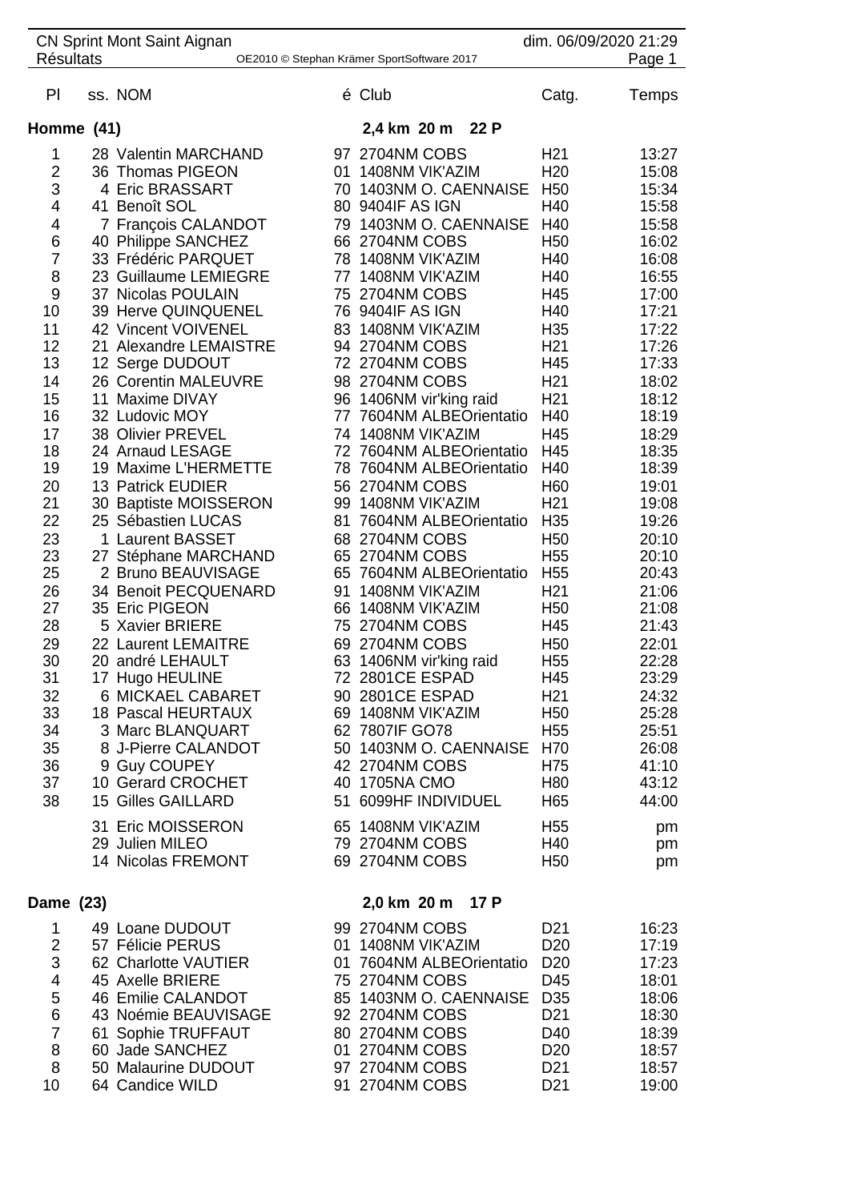CN Sprint Mont Saint Aignan

Résultats

dim. 06/09/2020 21:29

OE2010 © Stephan Krämer SportSoftware 2017

| Pl | ss. | NOM | é | Club | Catg. | Temps |
|---|---|---|---|---|---|---|
| **Homme (41)** | | | | **2,4 km 20 m 22 P** | | |
| 1 | 28 | Valentin MARCHAND | 97 | 2704NM COBS | H21 | 13:27 |
| 2 | 36 | Thomas PIGEON | 01 | 1408NM VIK'AZIM | H20 | 15:08 |
| 3 | 4 | Eric BRASSART | 70 | 1403NM O. CAENNAISE | H50 | 15:34 |
| 4 | 41 | Benoît SOL | 80 | 9404IF AS IGN | H40 | 15:58 |
| 4 | 7 | François CALANDOT | 79 | 1403NM O. CAENNAISE | H40 | 15:58 |
| 6 | 40 | Philippe SANCHEZ | 66 | 2704NM COBS | H50 | 16:02 |
| 7 | 33 | Frédéric PARQUET | 78 | 1408NM VIK'AZIM | H40 | 16:08 |
| 8 | 23 | Guillaume LEMIEGRE | 77 | 1408NM VIK'AZIM | H40 | 16:55 |
| 9 | 37 | Nicolas POULAIN | 75 | 2704NM COBS | H45 | 17:00 |
| 10 | 39 | Herve QUINQUENEL | 76 | 9404IF AS IGN | H40 | 17:21 |
| 11 | 42 | Vincent VOIVENEL | 83 | 1408NM VIK'AZIM | H35 | 17:22 |
| 12 | 21 | Alexandre LEMAISTRE | 94 | 2704NM COBS | H21 | 17:26 |
| 13 | 12 | Serge DUDOUT | 72 | 2704NM COBS | H45 | 17:33 |
| 14 | 26 | Corentin MALEUVRE | 98 | 2704NM COBS | H21 | 18:02 |
| 15 | 11 | Maxime DIVAY | 96 | 1406NM vir'king raid | H21 | 18:12 |
| 16 | 32 | Ludovic MOY | 77 | 7604NM ALBEOrientatio | H40 | 18:19 |
| 17 | 38 | Olivier PREVEL | 74 | 1408NM VIK'AZIM | H45 | 18:29 |
| 18 | 24 | Arnaud LESAGE | 72 | 7604NM ALBEOrientatio | H45 | 18:35 |
| 19 | 19 | Maxime L'HERMETTE | 78 | 7604NM ALBEOrientatio | H40 | 18:39 |
| 20 | 13 | Patrick EUDIER | 56 | 2704NM COBS | H60 | 19:01 |
| 21 | 30 | Baptiste MOISSERON | 99 | 1408NM VIK'AZIM | H21 | 19:08 |
| 22 | 25 | Sébastien LUCAS | 81 | 7604NM ALBEOrientatio | H35 | 19:26 |
| 23 | 1 | Laurent BASSET | 68 | 2704NM COBS | H50 | 20:10 |
| 23 | 27 | Stéphane MARCHAND | 65 | 2704NM COBS | H55 | 20:10 |
| 25 | 2 | Bruno BEAUVISAGE | 65 | 7604NM ALBEOrientatio | H55 | 20:43 |
| 26 | 34 | Benoit PECQUENARD | 91 | 1408NM VIK'AZIM | H21 | 21:06 |
| 27 | 35 | Eric PIGEON | 66 | 1408NM VIK'AZIM | H50 | 21:08 |
| 28 | 5 | Xavier BRIERE | 75 | 2704NM COBS | H45 | 21:43 |
| 29 | 22 | Laurent LEMAITRE | 69 | 2704NM COBS | H50 | 22:01 |
| 30 | 20 | andré LEHAULT | 63 | 1406NM vir'king raid | H55 | 22:28 |
| 31 | 17 | Hugo HEULINE | 72 | 2801CE ESPAD | H45 | 23:29 |
| 32 | 6 | MICKAEL CABARET | 90 | 2801CE ESPAD | H21 | 24:32 |
| 33 | 18 | Pascal HEURTAUX | 69 | 1408NM VIK'AZIM | H50 | 25:28 |
| 34 | 3 | Marc BLANQUART | 62 | 7807IF GO78 | H55 | 25:51 |
| 35 | 8 | J-Pierre CALANDOT | 50 | 1403NM O. CAENNAISE | H70 | 26:08 |
| 36 | 9 | Guy COUPEY | 42 | 2704NM COBS | H75 | 41:10 |
| 37 | 10 | Gerard CROCHET | 40 | 1705NA CMO | H80 | 43:12 |
| 38 | 15 | Gilles GAILLARD | 51 | 6099HF INDIVIDUEL | H65 | 44:00 |
| | 31 | Eric MOISSERON | 65 | 1408NM VIK'AZIM | H55 | pm |
| | 29 | Julien MILEO | 79 | 2704NM COBS | H40 | pm |
| | 14 | Nicolas FREMONT | 69 | 2704NM COBS | H50 | pm |
| **Dame (23)** | | | | **2,0 km 20 m 17 P** | | |
| 1 | 49 | Loane DUDOUT | 99 | 2704NM COBS | D21 | 16:23 |
| 2 | 57 | Félicie PERUS | 01 | 1408NM VIK'AZIM | D20 | 17:19 |
| 3 | 62 | Charlotte VAUTIER | 01 | 7604NM ALBEOrientatio | D20 | 17:23 |
| 4 | 45 | Axelle BRIERE | 75 | 2704NM COBS | D45 | 18:01 |
| 5 | 46 | Emilie CALANDOT | 85 | 1403NM O. CAENNAISE | D35 | 18:06 |
| 6 | 43 | Noémie BEAUVISAGE | 92 | 2704NM COBS | D21 | 18:30 |
| 7 | 61 | Sophie TRUFFAUT | 80 | 2704NM COBS | D40 | 18:39 |
| 8 | 60 | Jade SANCHEZ | 01 | 2704NM COBS | D20 | 18:57 |
| 8 | 50 | Malaurine DUDOUT | 97 | 2704NM COBS | D21 | 18:57 |
| 10 | 64 | Candice WILD | 91 | 2704NM COBS | D21 | 19:00 |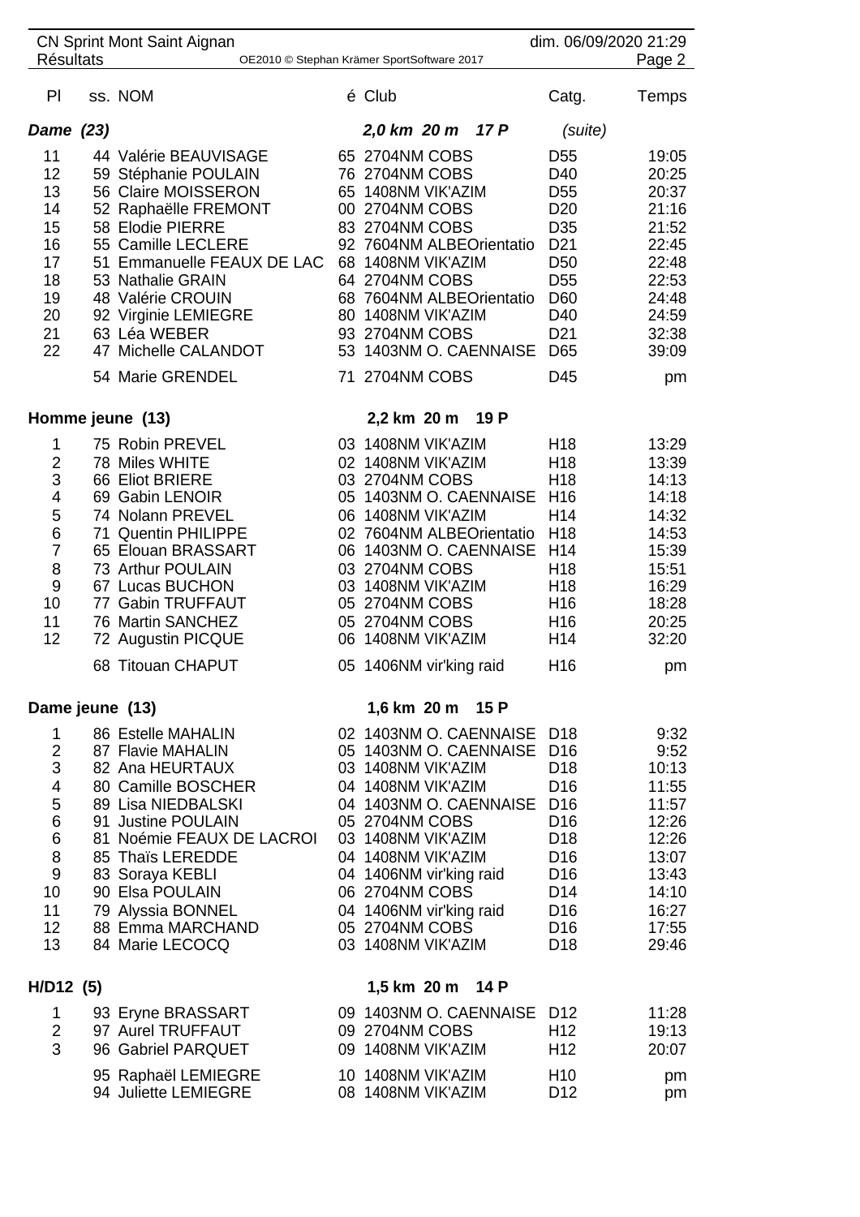| Pl | ss. | NOM | é | Club | Catg. | Temps |
|---|---|---|---|---|---|---|
| **Dame (23)** | | | | **2,0 km 20 m 17 P** | (suite) | |
| 11 | 44 | Valérie BEAUVISAGE | 65 | 2704NM COBS | D55 | 19:05 |
| 12 | 59 | Stéphanie POULAIN | 76 | 2704NM COBS | D40 | 20:25 |
| 13 | 56 | Claire MOISSERON | 65 | 1408NM VIK'AZIM | D55 | 20:37 |
| 14 | 52 | Raphaëlle FREMONT | 00 | 2704NM COBS | D20 | 21:16 |
| 15 | 58 | Elodie PIERRE | 83 | 2704NM COBS | D35 | 21:52 |
| 16 | 55 | Camille LECLERE | 92 | 7604NM ALBEOrientatio | D21 | 22:45 |
| 17 | 51 | Emmanuelle FEAUX DE LAC | 68 | 1408NM VIK'AZIM | D50 | 22:48 |
| 18 | 53 | Nathalie GRAIN | 64 | 2704NM COBS | D55 | 22:53 |
| 19 | 48 | Valérie CROUIN | 68 | 7604NM ALBEOrientatio | D60 | 24:48 |
| 20 | 92 | Virginie LEMIEGRE | 80 | 1408NM VIK'AZIM | D40 | 24:59 |
| 21 | 63 | Léa WEBER | 93 | 2704NM COBS | D21 | 32:38 |
| 22 | 47 | Michelle CALANDOT | 53 | 1403NM O. CAENNAISE | D65 | 39:09 |
| | 54 | Marie GRENDEL | 71 | 2704NM COBS | D45 | pm |
| **Homme jeune (13)** | | | | **2,2 km 20 m 19 P** | | |
| 1 | 75 | Robin PREVEL | 03 | 1408NM VIK'AZIM | H18 | 13:29 |
| 2 | 78 | Miles WHITE | 02 | 1408NM VIK'AZIM | H18 | 13:39 |
| 3 | 66 | Eliot BRIERE | 03 | 2704NM COBS | H18 | 14:13 |
| 4 | 69 | Gabin LENOIR | 05 | 1403NM O. CAENNAISE | H16 | 14:18 |
| 5 | 74 | Nolann PREVEL | 06 | 1408NM VIK'AZIM | H14 | 14:32 |
| 6 | 71 | Quentin PHILIPPE | 02 | 7604NM ALBEOrientatio | H18 | 14:53 |
| 7 | 65 | Elouan BRASSART | 06 | 1403NM O. CAENNAISE | H14 | 15:39 |
| 8 | 73 | Arthur POULAIN | 03 | 2704NM COBS | H18 | 15:51 |
| 9 | 67 | Lucas BUCHON | 03 | 1408NM VIK'AZIM | H18 | 16:29 |
| 10 | 77 | Gabin TRUFFAUT | 05 | 2704NM COBS | H16 | 18:28 |
| 11 | 76 | Martin SANCHEZ | 05 | 2704NM COBS | H16 | 20:25 |
| 12 | 72 | Augustin PICQUE | 06 | 1408NM VIK'AZIM | H14 | 32:20 |
| | 68 | Titouan CHAPUT | 05 | 1406NM vir'king raid | H16 | pm |
| **Dame jeune (13)** | | | | **1,6 km 20 m 15 P** | | |
| 1 | 86 | Estelle MAHALIN | 02 | 1403NM O. CAENNAISE | D18 | 9:32 |
| 2 | 87 | Flavie MAHALIN | 05 | 1403NM O. CAENNAISE | D16 | 9:52 |
| 3 | 82 | Ana HEURTAUX | 03 | 1408NM VIK'AZIM | D18 | 10:13 |
| 4 | 80 | Camille BOSCHER | 04 | 1408NM VIK'AZIM | D16 | 11:55 |
| 5 | 89 | Lisa NIEDBALSKI | 04 | 1403NM O. CAENNAISE | D16 | 11:57 |
| 6 | 91 | Justine POULAIN | 05 | 2704NM COBS | D16 | 12:26 |
| 6 | 81 | Noémie FEAUX DE LACROI | 03 | 1408NM VIK'AZIM | D18 | 12:26 |
| 8 | 85 | Thaïs LEREDDE | 04 | 1408NM VIK'AZIM | D16 | 13:07 |
| 9 | 83 | Soraya KEBLI | 04 | 1406NM vir'king raid | D16 | 13:43 |
| 10 | 90 | Elsa POULAIN | 06 | 2704NM COBS | D14 | 14:10 |
| 11 | 79 | Alyssia BONNEL | 04 | 1406NM vir'king raid | D16 | 16:27 |
| 12 | 88 | Emma MARCHAND | 05 | 2704NM COBS | D16 | 17:55 |
| 13 | 84 | Marie LECOCQ | 03 | 1408NM VIK'AZIM | D18 | 29:46 |
| **H/D12 (5)** | | | | **1,5 km 20 m 14 P** | | |
| 1 | 93 | Eryne BRASSART | 09 | 1403NM O. CAENNAISE | D12 | 11:28 |
| 2 | 97 | Aurel TRUFFAUT | 09 | 2704NM COBS | H12 | 19:13 |
| 3 | 96 | Gabriel PARQUET | 09 | 1408NM VIK'AZIM | H12 | 20:07 |
| | 95 | Raphaël LEMIEGRE | 10 | 1408NM VIK'AZIM | H10 | pm |
| | 94 | Juliette LEMIEGRE | 08 | 1408NM VIK'AZIM | D12 | pm |